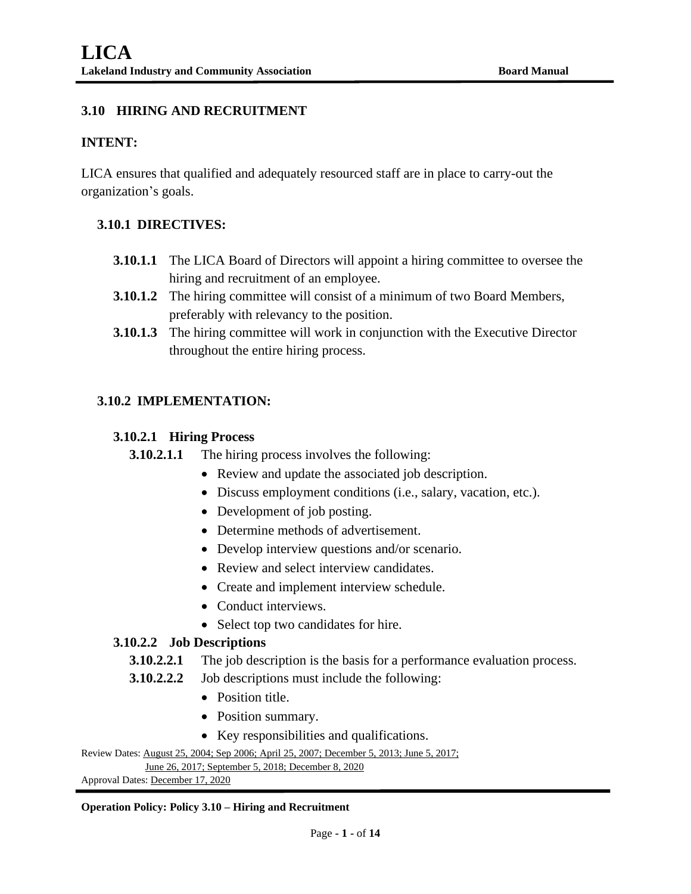## 3.10 HIRING AND RECRUITMENT

**INTENT:**

LICA ensures that qualified and adequately resourced staff are in place to carry-out the organization's goals.

### 3.10.1 DIRECTIVES:

**3.10.1.1** The LICA Board of Directors will appoint a hiring committee to oversee the hiring and recruitment of an employee.

**3.10.1.2** The hiring committee will consist of a minimum of two Board Members, preferably with relevancy to the position.

**3.10.1.3** The hiring committee will work in conjunction with the Executive Director throughout the entire hiring process.

### 3.10.2 IMPLEMENTATION:

#### 3.10.2.1 Hiring Process

**3.10.2.1.1** The hiring process involves the following:

- Review and update the associated job description.
- Discuss employment conditions (i.e., salary, vacation, etc.).
- Development of job posting.
- Determine methods of advertisement.
- Develop interview questions and/or scenario.
- Review and select interview candidates.
- Create and implement interview schedule.
- Conduct interviews.
- Select top two candidates for hire.

#### 3.10.2.2 Job Descriptions

**3.10.2.2.1** The job description is the basis for a performance evaluation process.

**3.10.2.2.2** Job descriptions must include the following:

- Position title.
- Position summary.
- Key responsibilities and qualifications.

Review Dates: August 25, 2004; Sep 2006; April 25, 2007; December 5, 2013; June 5, 2017; June 26, 2017; September 5, 2018; December 8, 2020

Approval Dates: December 17, 2020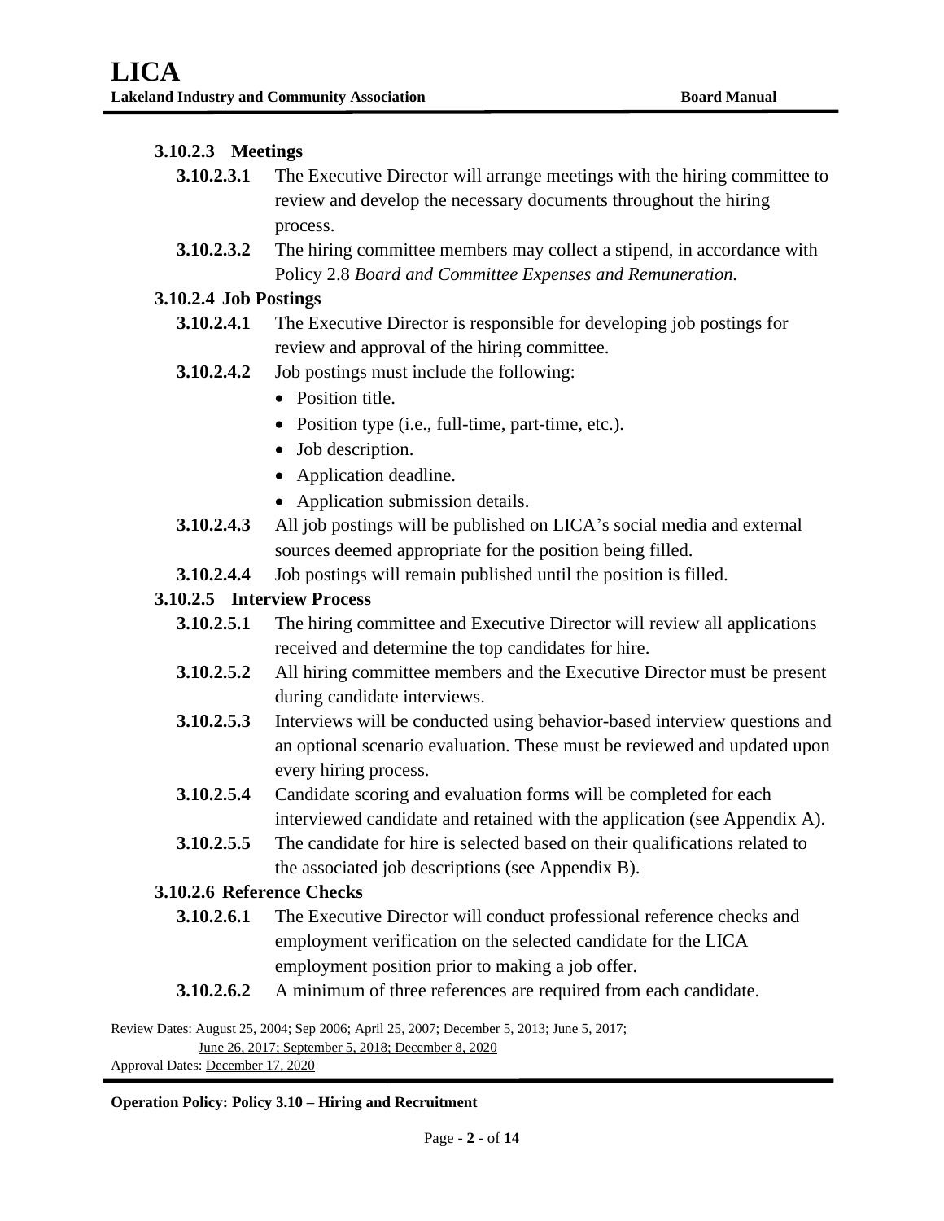#### 3.10.2.3 Meetings

**3.10.2.3.1** The Executive Director will arrange meetings with the hiring committee to review and develop the necessary documents throughout the hiring process.

**3.10.2.3.2** The hiring committee members may collect a stipend, in accordance with Policy 2.8 *Board and Committee Expenses and Remuneration.*

#### 3.10.2.4 Job Postings

**3.10.2.4.1** The Executive Director is responsible for developing job postings for review and approval of the hiring committee.

**3.10.2.4.2** Job postings must include the following:

- Position title.
- Position type (i.e., full-time, part-time, etc.).
- Job description.
- Application deadline.
- Application submission details.

**3.10.2.4.3** All job postings will be published on LICA's social media and external sources deemed appropriate for the position being filled.

**3.10.2.4.4** Job postings will remain published until the position is filled.

#### 3.10.2.5 Interview Process

**3.10.2.5.1** The hiring committee and Executive Director will review all applications received and determine the top candidates for hire.

**3.10.2.5.2** All hiring committee members and the Executive Director must be present during candidate interviews.

**3.10.2.5.3** Interviews will be conducted using behavior-based interview questions and an optional scenario evaluation. These must be reviewed and updated upon every hiring process.

**3.10.2.5.4** Candidate scoring and evaluation forms will be completed for each interviewed candidate and retained with the application (see Appendix A).

**3.10.2.5.5** The candidate for hire is selected based on their qualifications related to the associated job descriptions (see Appendix B).

#### 3.10.2.6 Reference Checks

**3.10.2.6.1** The Executive Director will conduct professional reference checks and employment verification on the selected candidate for the LICA employment position prior to making a job offer.

**3.10.2.6.2** A minimum of three references are required from each candidate.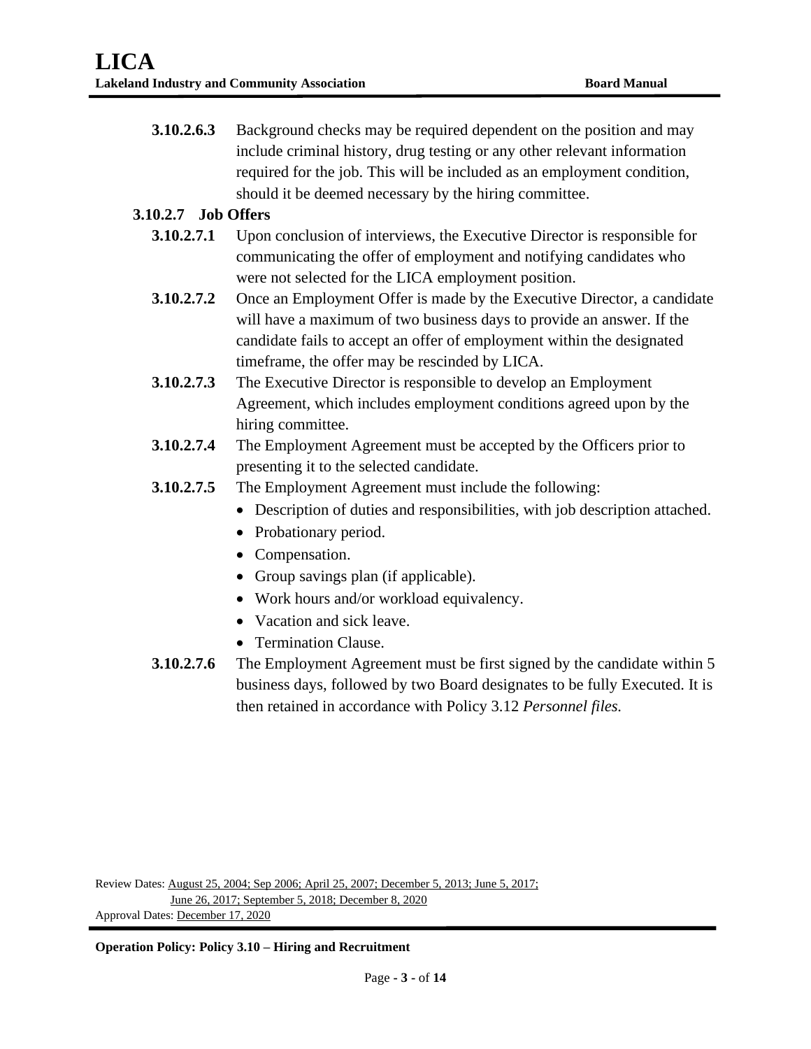**3.10.2.6.3** Background checks may be required dependent on the position and may include criminal history, drug testing or any other relevant information required for the job. This will be included as an employment condition, should it be deemed necessary by the hiring committee.

### 3.10.2.7 Job Offers

**3.10.2.7.1** Upon conclusion of interviews, the Executive Director is responsible for communicating the offer of employment and notifying candidates who were not selected for the LICA employment position.

**3.10.2.7.2** Once an Employment Offer is made by the Executive Director, a candidate will have a maximum of two business days to provide an answer. If the candidate fails to accept an offer of employment within the designated timeframe, the offer may be rescinded by LICA.

**3.10.2.7.3** The Executive Director is responsible to develop an Employment Agreement, which includes employment conditions agreed upon by the hiring committee.

**3.10.2.7.4** The Employment Agreement must be accepted by the Officers prior to presenting it to the selected candidate.

**3.10.2.7.5** The Employment Agreement must include the following:

- Description of duties and responsibilities, with job description attached.
- Probationary period.
- Compensation.
- Group savings plan (if applicable).
- Work hours and/or workload equivalency.
- Vacation and sick leave.
- Termination Clause.

**3.10.2.7.6** The Employment Agreement must be first signed by the candidate within 5 business days, followed by two Board designates to be fully Executed. It is then retained in accordance with Policy 3.12 *Personnel files.*

Review Dates: August 25, 2004; Sep 2006; April 25, 2007; December 5, 2013; June 5, 2017; June 26, 2017; September 5, 2018; December 8, 2020
Approval Dates: December 17, 2020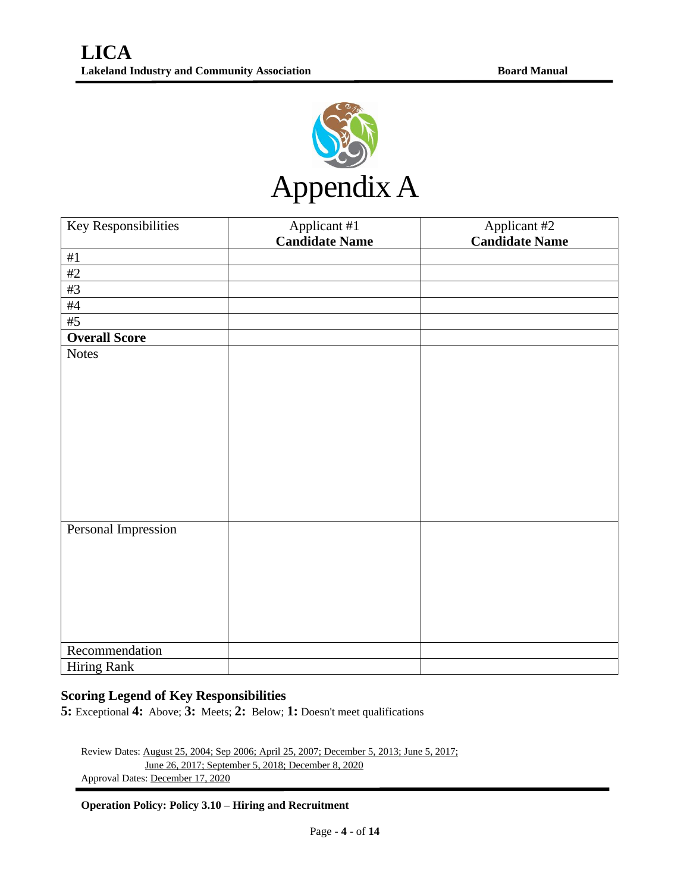# Appendix A

| Key Responsibilities | Applicant #1<br>**Candidate Name** | Applicant #2<br>**Candidate Name** |
|---|---|---|
| #1 | | |
| #2 | | |
| #3 | | |
| #4 | | |
| #5 | | |
| **Overall Score** | | |
| Notes | | |
| Personal Impression | | |
| Recommendation | | |
| Hiring Rank | | |

**Scoring Legend of Key Responsibilities**

**5:** Exceptional **4:** Above; **3:** Meets; **2:** Below; **1:** Doesn't meet qualifications

Review Dates: August 25, 2004; Sep 2006; April 25, 2007; December 5, 2013; June 5, 2017; June 26, 2017; September 5, 2018; December 8, 2020

Approval Dates: December 17, 2020

**Operation Policy: Policy 3.10 – Hiring and Recruitment**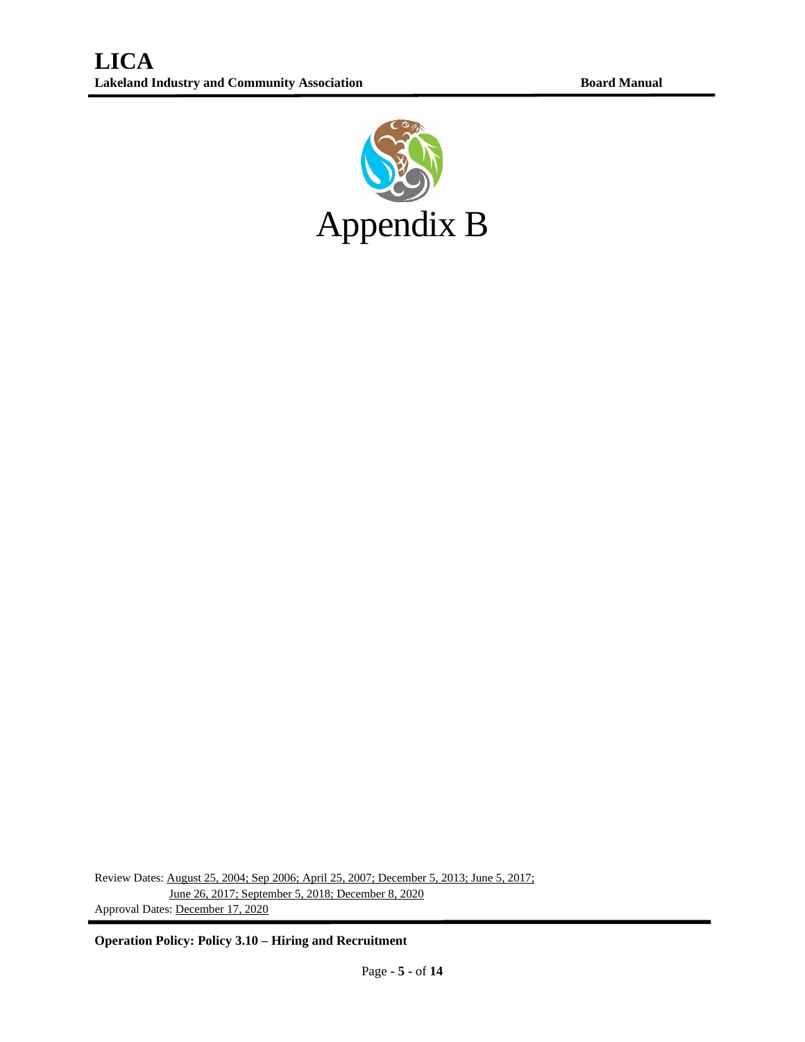# Appendix B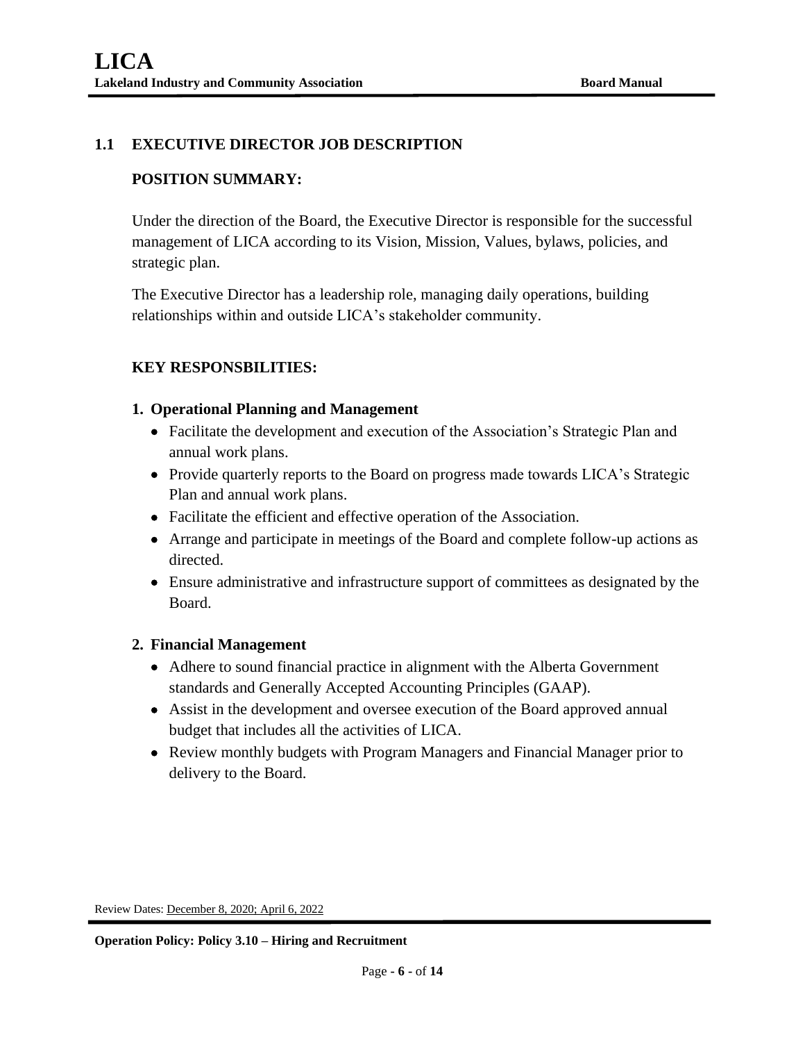## 1.1 EXECUTIVE DIRECTOR JOB DESCRIPTION

### POSITION SUMMARY:

Under the direction of the Board, the Executive Director is responsible for the successful management of LICA according to its Vision, Mission, Values, bylaws, policies, and strategic plan.

The Executive Director has a leadership role, managing daily operations, building relationships within and outside LICA's stakeholder community.

### KEY RESPONSBILITIES:

**1. Operational Planning and Management**

- Facilitate the development and execution of the Association's Strategic Plan and annual work plans.
- Provide quarterly reports to the Board on progress made towards LICA's Strategic Plan and annual work plans.
- Facilitate the efficient and effective operation of the Association.
- Arrange and participate in meetings of the Board and complete follow-up actions as directed.
- Ensure administrative and infrastructure support of committees as designated by the Board.

**2. Financial Management**

- Adhere to sound financial practice in alignment with the Alberta Government standards and Generally Accepted Accounting Principles (GAAP).
- Assist in the development and oversee execution of the Board approved annual budget that includes all the activities of LICA.
- Review monthly budgets with Program Managers and Financial Manager prior to delivery to the Board.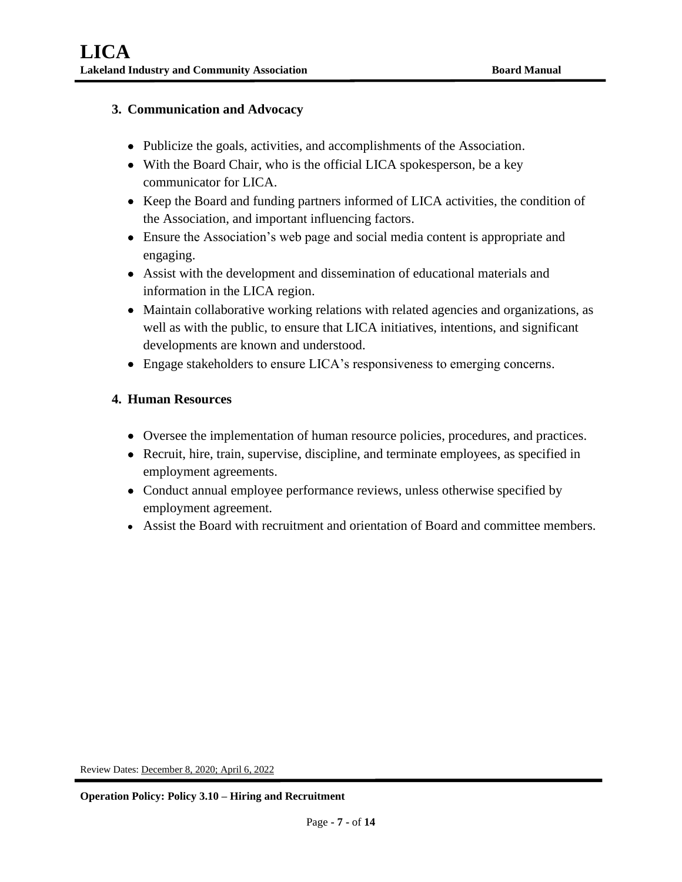### 3. Communication and Advocacy

- Publicize the goals, activities, and accomplishments of the Association.
- With the Board Chair, who is the official LICA spokesperson, be a key communicator for LICA.
- Keep the Board and funding partners informed of LICA activities, the condition of the Association, and important influencing factors.
- Ensure the Association's web page and social media content is appropriate and engaging.
- Assist with the development and dissemination of educational materials and information in the LICA region.
- Maintain collaborative working relations with related agencies and organizations, as well as with the public, to ensure that LICA initiatives, intentions, and significant developments are known and understood.
- Engage stakeholders to ensure LICA's responsiveness to emerging concerns.

### 4. Human Resources

- Oversee the implementation of human resource policies, procedures, and practices.
- Recruit, hire, train, supervise, discipline, and terminate employees, as specified in employment agreements.
- Conduct annual employee performance reviews, unless otherwise specified by employment agreement.
- Assist the Board with recruitment and orientation of Board and committee members.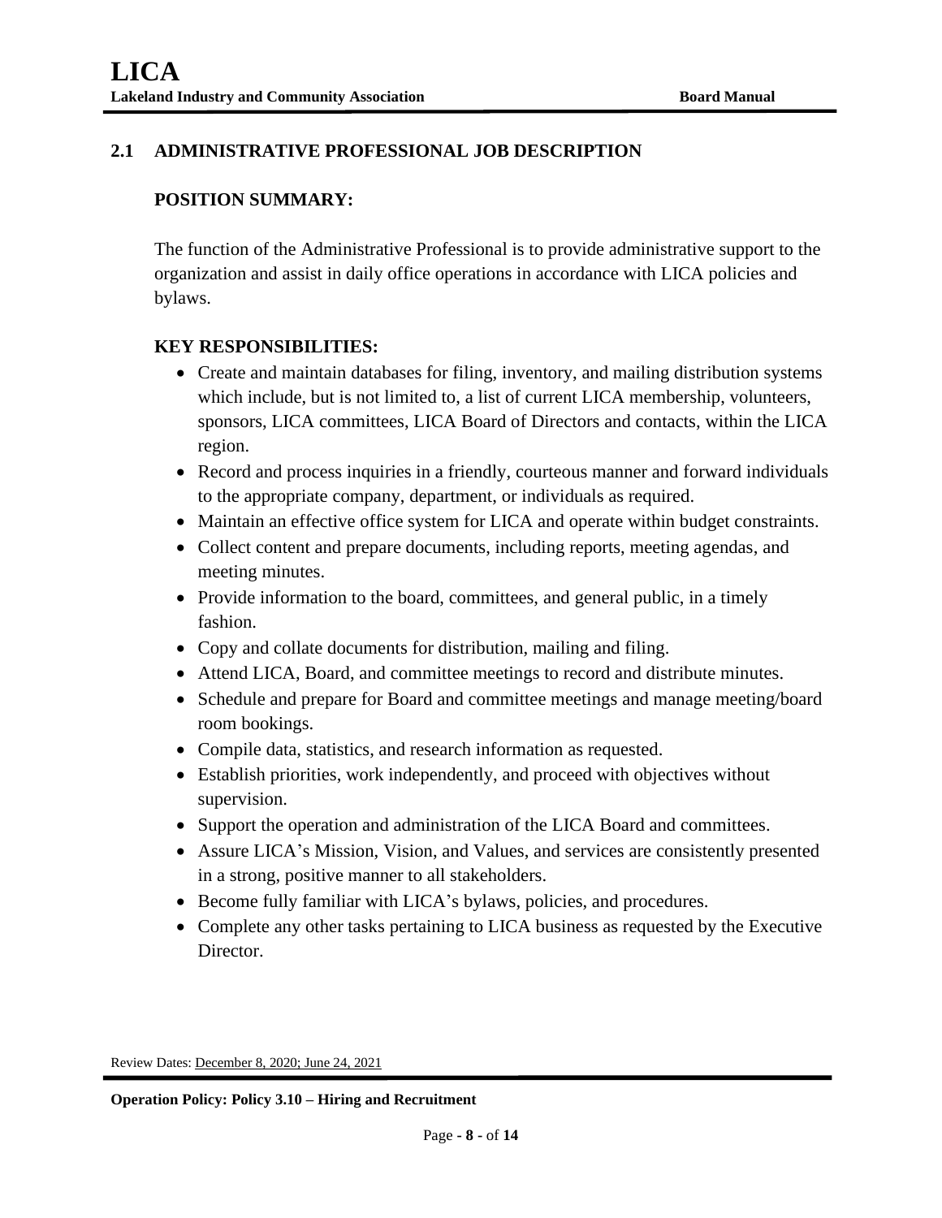## 2.1 ADMINISTRATIVE PROFESSIONAL JOB DESCRIPTION

### POSITION SUMMARY:

The function of the Administrative Professional is to provide administrative support to the organization and assist in daily office operations in accordance with LICA policies and bylaws.

### KEY RESPONSIBILITIES:

- Create and maintain databases for filing, inventory, and mailing distribution systems which include, but is not limited to, a list of current LICA membership, volunteers, sponsors, LICA committees, LICA Board of Directors and contacts, within the LICA region.
- Record and process inquiries in a friendly, courteous manner and forward individuals to the appropriate company, department, or individuals as required.
- Maintain an effective office system for LICA and operate within budget constraints.
- Collect content and prepare documents, including reports, meeting agendas, and meeting minutes.
- Provide information to the board, committees, and general public, in a timely fashion.
- Copy and collate documents for distribution, mailing and filing.
- Attend LICA, Board, and committee meetings to record and distribute minutes.
- Schedule and prepare for Board and committee meetings and manage meeting/board room bookings.
- Compile data, statistics, and research information as requested.
- Establish priorities, work independently, and proceed with objectives without supervision.
- Support the operation and administration of the LICA Board and committees.
- Assure LICA's Mission, Vision, and Values, and services are consistently presented in a strong, positive manner to all stakeholders.
- Become fully familiar with LICA's bylaws, policies, and procedures.
- Complete any other tasks pertaining to LICA business as requested by the Executive Director.

Review Dates: December 8, 2020; June 24, 2021

**Operation Policy: Policy 3.10 – Hiring and Recruitment**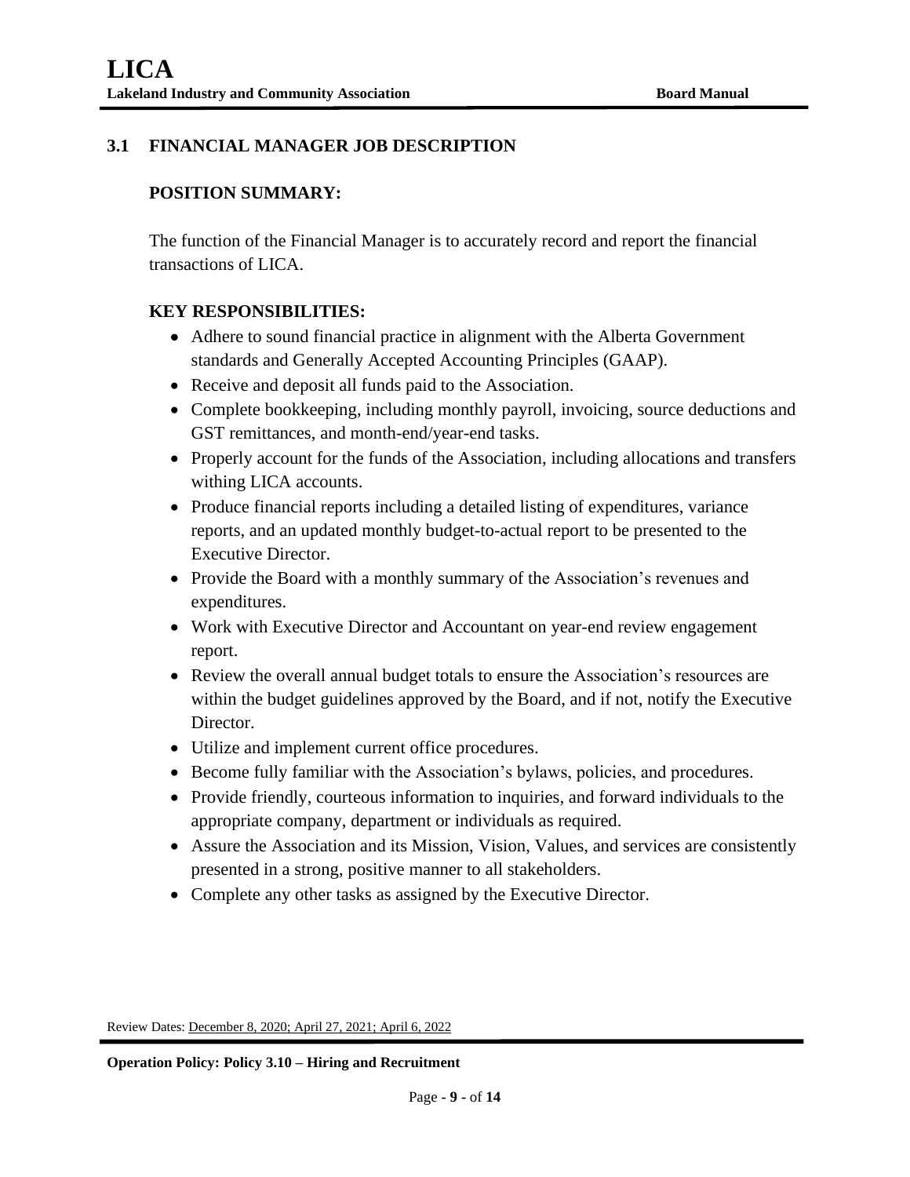## 3.1 FINANCIAL MANAGER JOB DESCRIPTION

### POSITION SUMMARY:

The function of the Financial Manager is to accurately record and report the financial transactions of LICA.

### KEY RESPONSIBILITIES:

- Adhere to sound financial practice in alignment with the Alberta Government standards and Generally Accepted Accounting Principles (GAAP).
- Receive and deposit all funds paid to the Association.
- Complete bookkeeping, including monthly payroll, invoicing, source deductions and GST remittances, and month-end/year-end tasks.
- Properly account for the funds of the Association, including allocations and transfers withing LICA accounts.
- Produce financial reports including a detailed listing of expenditures, variance reports, and an updated monthly budget-to-actual report to be presented to the Executive Director.
- Provide the Board with a monthly summary of the Association's revenues and expenditures.
- Work with Executive Director and Accountant on year-end review engagement report.
- Review the overall annual budget totals to ensure the Association's resources are within the budget guidelines approved by the Board, and if not, notify the Executive Director.
- Utilize and implement current office procedures.
- Become fully familiar with the Association's bylaws, policies, and procedures.
- Provide friendly, courteous information to inquiries, and forward individuals to the appropriate company, department or individuals as required.
- Assure the Association and its Mission, Vision, Values, and services are consistently presented in a strong, positive manner to all stakeholders.
- Complete any other tasks as assigned by the Executive Director.

Review Dates: December 8, 2020; April 27, 2021; April 6, 2022

**Operation Policy: Policy 3.10 – Hiring and Recruitment**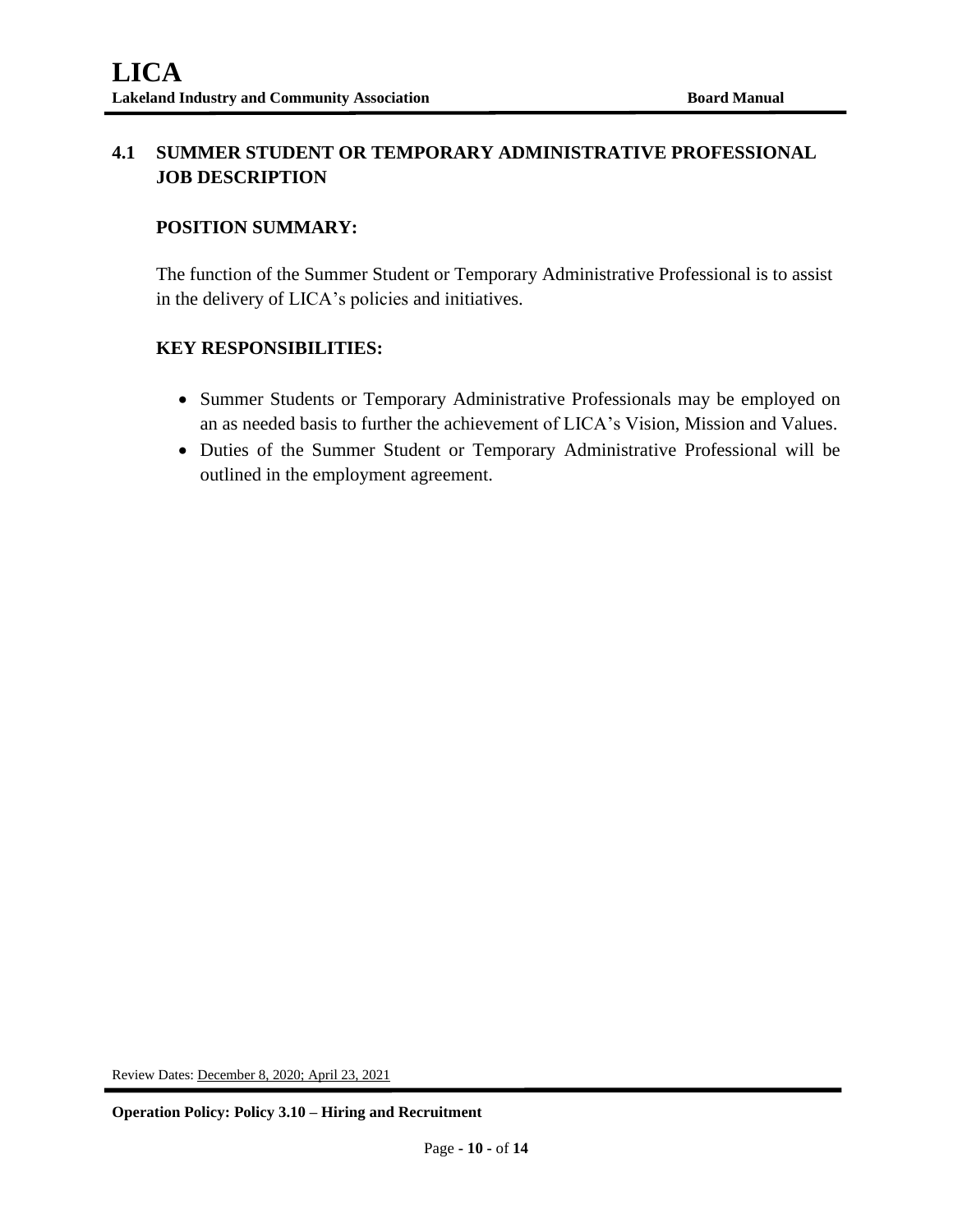## 4.1 SUMMER STUDENT OR TEMPORARY ADMINISTRATIVE PROFESSIONAL JOB DESCRIPTION

### POSITION SUMMARY:

The function of the Summer Student or Temporary Administrative Professional is to assist in the delivery of LICA's policies and initiatives.

### KEY RESPONSIBILITIES:

- Summer Students or Temporary Administrative Professionals may be employed on an as needed basis to further the achievement of LICA's Vision, Mission and Values.
- Duties of the Summer Student or Temporary Administrative Professional will be outlined in the employment agreement.

Review Dates: December 8, 2020; April 23, 2021

**Operation Policy: Policy 3.10 – Hiring and Recruitment**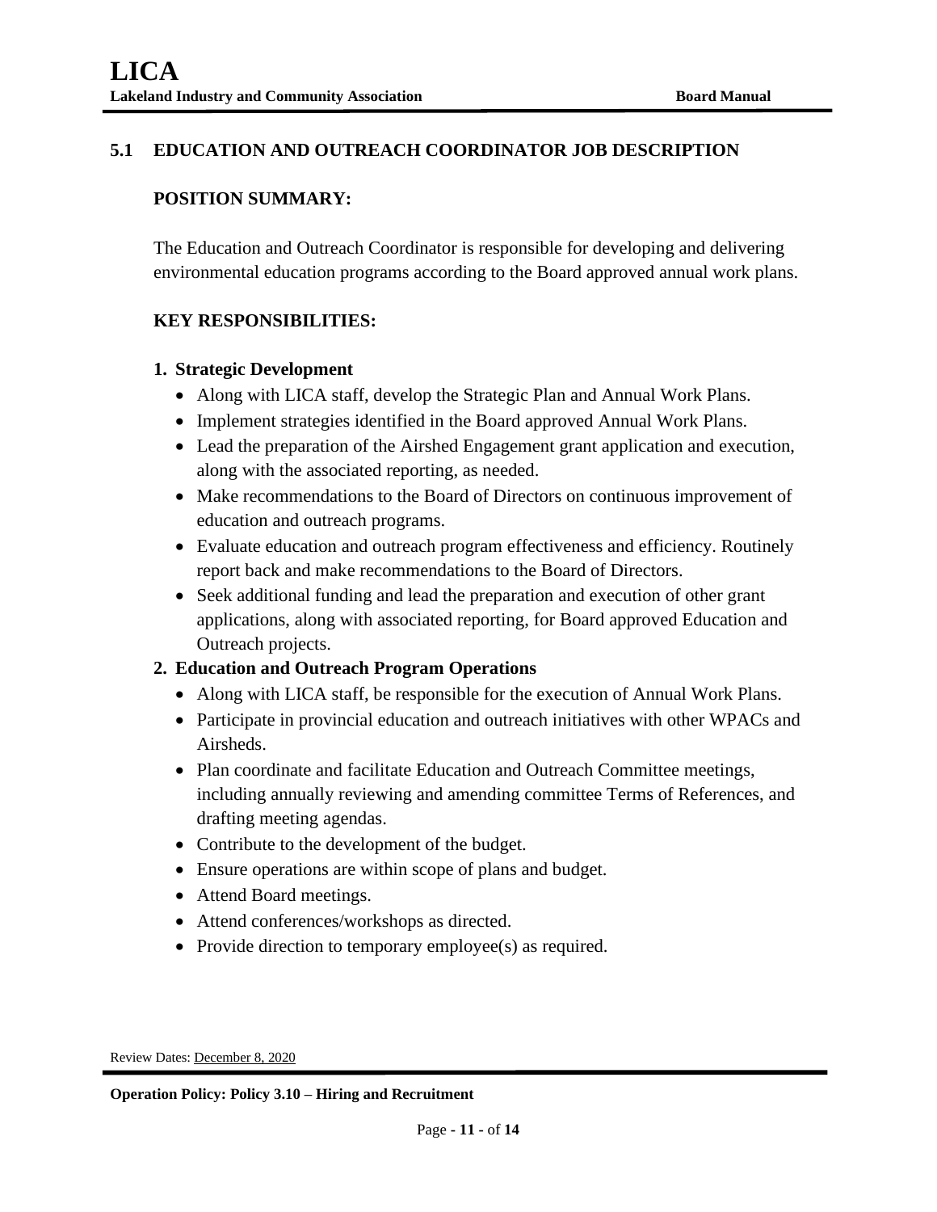## 5.1 EDUCATION AND OUTREACH COORDINATOR JOB DESCRIPTION

### POSITION SUMMARY:

The Education and Outreach Coordinator is responsible for developing and delivering environmental education programs according to the Board approved annual work plans.

### KEY RESPONSIBILITIES:

1. **Strategic Development**
   - Along with LICA staff, develop the Strategic Plan and Annual Work Plans.
   - Implement strategies identified in the Board approved Annual Work Plans.
   - Lead the preparation of the Airshed Engagement grant application and execution, along with the associated reporting, as needed.
   - Make recommendations to the Board of Directors on continuous improvement of education and outreach programs.
   - Evaluate education and outreach program effectiveness and efficiency. Routinely report back and make recommendations to the Board of Directors.
   - Seek additional funding and lead the preparation and execution of other grant applications, along with associated reporting, for Board approved Education and Outreach projects.
2. **Education and Outreach Program Operations**
   - Along with LICA staff, be responsible for the execution of Annual Work Plans.
   - Participate in provincial education and outreach initiatives with other WPACs and Airsheds.
   - Plan coordinate and facilitate Education and Outreach Committee meetings, including annually reviewing and amending committee Terms of References, and drafting meeting agendas.
   - Contribute to the development of the budget.
   - Ensure operations are within scope of plans and budget.
   - Attend Board meetings.
   - Attend conferences/workshops as directed.
   - Provide direction to temporary employee(s) as required.

Review Dates: December 8, 2020

**Operation Policy: Policy 3.10 – Hiring and Recruitment**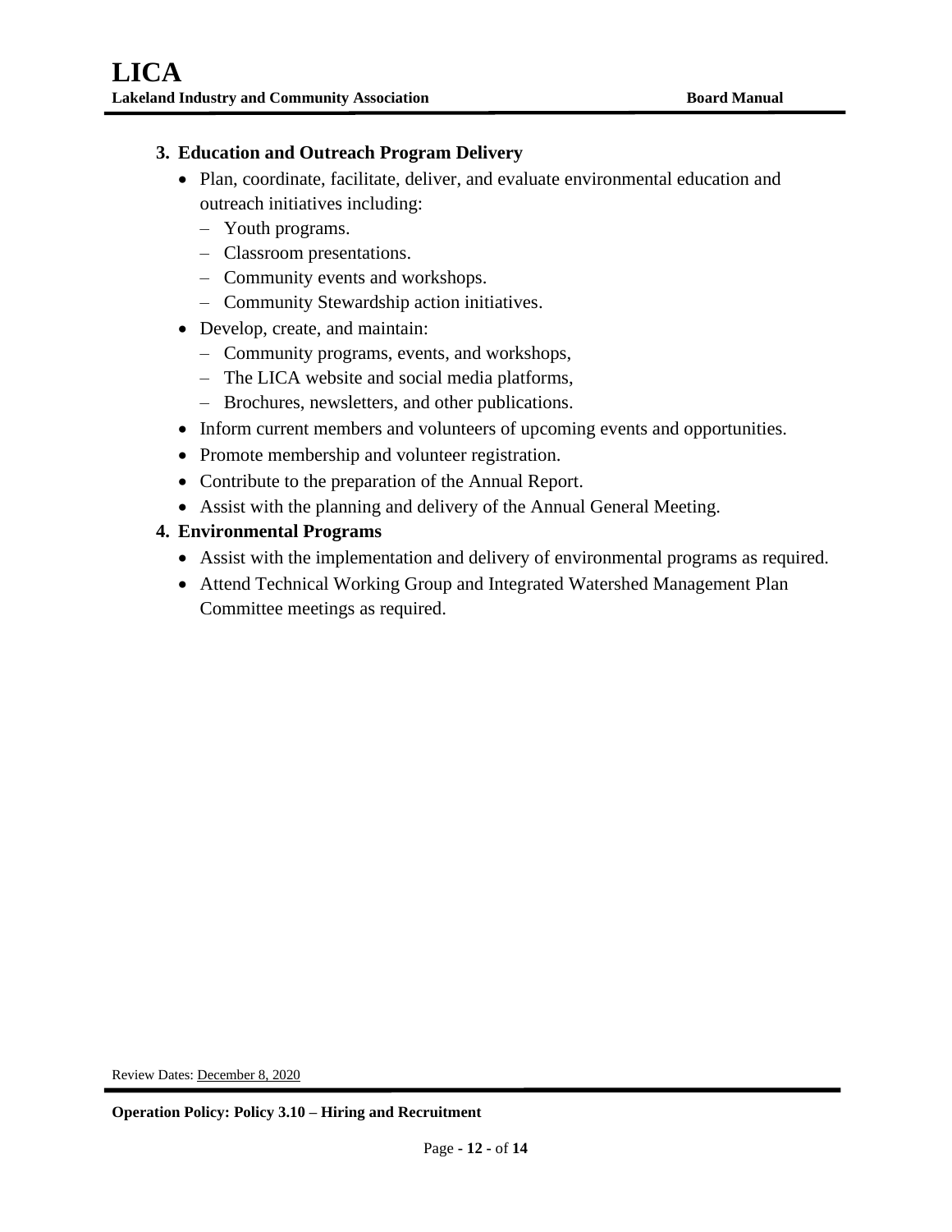3. **Education and Outreach Program Delivery**
   - Plan, coordinate, facilitate, deliver, and evaluate environmental education and outreach initiatives including:
     - Youth programs.
     - Classroom presentations.
     - Community events and workshops.
     - Community Stewardship action initiatives.
   - Develop, create, and maintain:
     - Community programs, events, and workshops,
     - The LICA website and social media platforms,
     - Brochures, newsletters, and other publications.
   - Inform current members and volunteers of upcoming events and opportunities.
   - Promote membership and volunteer registration.
   - Contribute to the preparation of the Annual Report.
   - Assist with the planning and delivery of the Annual General Meeting.
4. **Environmental Programs**
   - Assist with the implementation and delivery of environmental programs as required.
   - Attend Technical Working Group and Integrated Watershed Management Plan Committee meetings as required.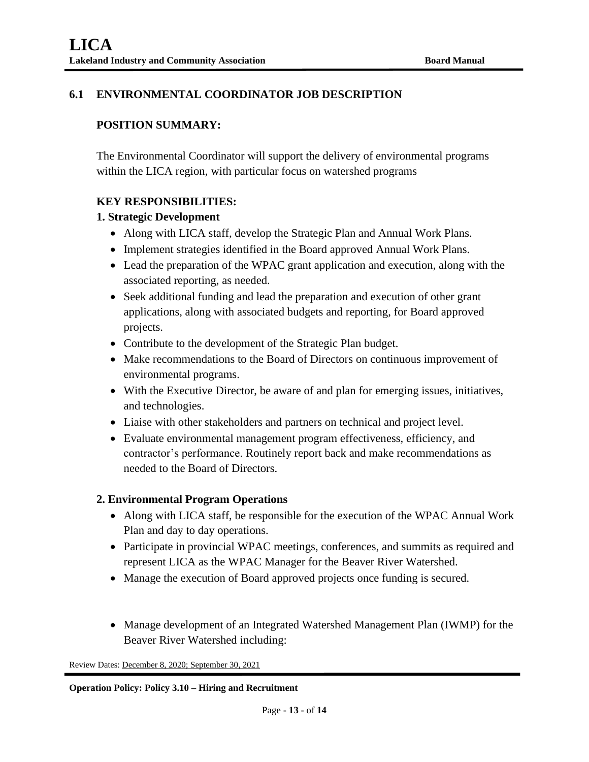## 6.1 ENVIRONMENTAL COORDINATOR JOB DESCRIPTION

### POSITION SUMMARY:

The Environmental Coordinator will support the delivery of environmental programs within the LICA region, with particular focus on watershed programs

### KEY RESPONSIBILITIES:

**1. Strategic Development**

- Along with LICA staff, develop the Strategic Plan and Annual Work Plans.
- Implement strategies identified in the Board approved Annual Work Plans.
- Lead the preparation of the WPAC grant application and execution, along with the associated reporting, as needed.
- Seek additional funding and lead the preparation and execution of other grant applications, along with associated budgets and reporting, for Board approved projects.
- Contribute to the development of the Strategic Plan budget.
- Make recommendations to the Board of Directors on continuous improvement of environmental programs.
- With the Executive Director, be aware of and plan for emerging issues, initiatives, and technologies.
- Liaise with other stakeholders and partners on technical and project level.
- Evaluate environmental management program effectiveness, efficiency, and contractor's performance. Routinely report back and make recommendations as needed to the Board of Directors.

**2. Environmental Program Operations**

- Along with LICA staff, be responsible for the execution of the WPAC Annual Work Plan and day to day operations.
- Participate in provincial WPAC meetings, conferences, and summits as required and represent LICA as the WPAC Manager for the Beaver River Watershed.
- Manage the execution of Board approved projects once funding is secured.

- Manage development of an Integrated Watershed Management Plan (IWMP) for the Beaver River Watershed including:

Review Dates: December 8, 2020; September 30, 2021

**Operation Policy: Policy 3.10 – Hiring and Recruitment**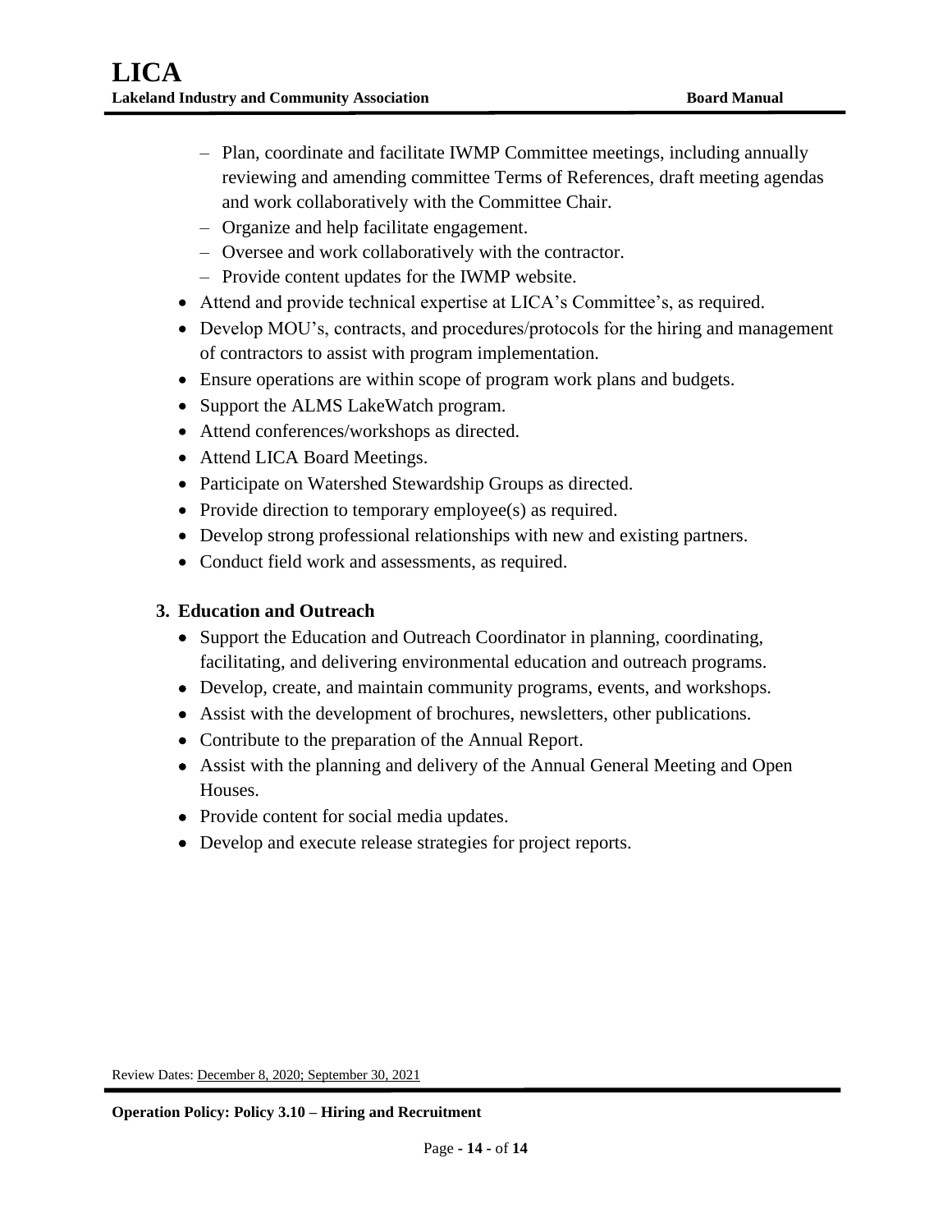- Plan, coordinate and facilitate IWMP Committee meetings, including annually reviewing and amending committee Terms of References, draft meeting agendas and work collaboratively with the Committee Chair.
  - Organize and help facilitate engagement.
  - Oversee and work collaboratively with the contractor.
  - Provide content updates for the IWMP website.
- Attend and provide technical expertise at LICA's Committee's, as required.
- Develop MOU's, contracts, and procedures/protocols for the hiring and management of contractors to assist with program implementation.
- Ensure operations are within scope of program work plans and budgets.
- Support the ALMS LakeWatch program.
- Attend conferences/workshops as directed.
- Attend LICA Board Meetings.
- Participate on Watershed Stewardship Groups as directed.
- Provide direction to temporary employee(s) as required.
- Develop strong professional relationships with new and existing partners.
- Conduct field work and assessments, as required.

**3. Education and Outreach**

- Support the Education and Outreach Coordinator in planning, coordinating, facilitating, and delivering environmental education and outreach programs.
- Develop, create, and maintain community programs, events, and workshops.
- Assist with the development of brochures, newsletters, other publications.
- Contribute to the preparation of the Annual Report.
- Assist with the planning and delivery of the Annual General Meeting and Open Houses.
- Provide content for social media updates.
- Develop and execute release strategies for project reports.